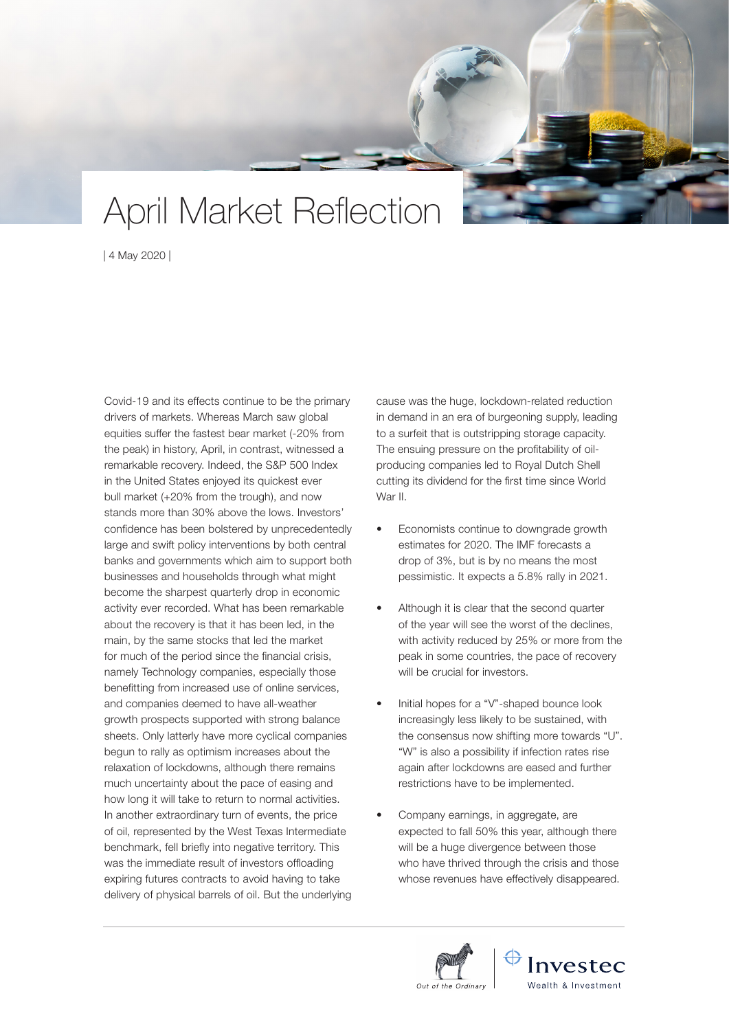# April Market Reflection

| 4 May 2020 |

Covid-19 and its effects continue to be the primary drivers of markets. Whereas March saw global equities suffer the fastest bear market (-20% from the peak) in history, April, in contrast, witnessed a remarkable recovery. Indeed, the S&P 500 Index in the United States enjoyed its quickest ever bull market (+20% from the trough), and now stands more than 30% above the lows. Investors' confidence has been bolstered by unprecedentedly large and swift policy interventions by both central banks and governments which aim to support both businesses and households through what might become the sharpest quarterly drop in economic activity ever recorded. What has been remarkable about the recovery is that it has been led, in the main, by the same stocks that led the market for much of the period since the financial crisis, namely Technology companies, especially those benefitting from increased use of online services, and companies deemed to have all-weather growth prospects supported with strong balance sheets. Only latterly have more cyclical companies begun to rally as optimism increases about the relaxation of lockdowns, although there remains much uncertainty about the pace of easing and how long it will take to return to normal activities. In another extraordinary turn of events, the price of oil, represented by the West Texas Intermediate benchmark, fell briefly into negative territory. This was the immediate result of investors offloading expiring futures contracts to avoid having to take delivery of physical barrels of oil. But the underlying cause was the huge, lockdown-related reduction in demand in an era of burgeoning supply, leading to a surfeit that is outstripping storage capacity. The ensuing pressure on the profitability of oil-producing companies led to Royal Dutch Shell cutting its dividend for the first time since World War II.

- Economists continue to downgrade growth estimates for 2020. The IMF forecasts a drop of 3%, but is by no means the most pessimistic. It expects a 5.8% rally in 2021.
- Although it is clear that the second quarter of the year will see the worst of the declines, with activity reduced by 25% or more from the peak in some countries, the pace of recovery will be crucial for investors.
- Initial hopes for a "V"-shaped bounce look increasingly less likely to be sustained, with the consensus now shifting more towards "U". "W" is also a possibility if infection rates rise again after lockdowns are eased and further restrictions have to be implemented.
- Company earnings, in aggregate, are expected to fall 50% this year, although there will be a huge divergence between those who have thrived through the crisis and those whose revenues have effectively disappeared.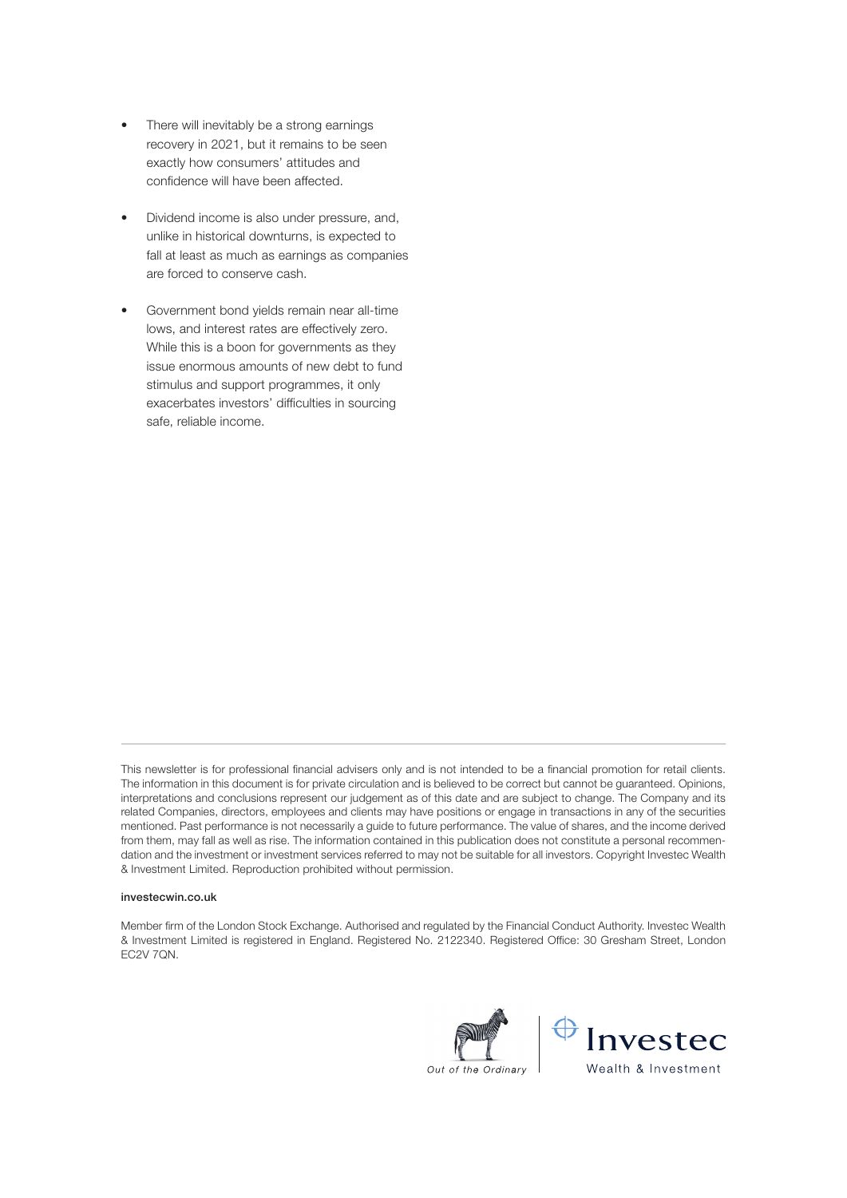- There will inevitably be a strong earnings recovery in 2021, but it remains to be seen exactly how consumers' attitudes and confidence will have been affected.

- Dividend income is also under pressure, and, unlike in historical downturns, is expected to fall at least as much as earnings as companies are forced to conserve cash.

- Government bond yields remain near all-time lows, and interest rates are effectively zero. While this is a boon for governments as they issue enormous amounts of new debt to fund stimulus and support programmes, it only exacerbates investors' difficulties in sourcing safe, reliable income.

---

This newsletter is for professional financial advisers only and is not intended to be a financial promotion for retail clients. The information in this document is for private circulation and is believed to be correct but cannot be guaranteed. Opinions, interpretations and conclusions represent our judgement as of this date and are subject to change. The Company and its related Companies, directors, employees and clients may have positions or engage in transactions in any of the securities mentioned. Past performance is not necessarily a guide to future performance. The value of shares, and the income derived from them, may fall as well as rise. The information contained in this publication does not constitute a personal recommendation and the investment or investment services referred to may not be suitable for all investors. Copyright Investec Wealth & Investment Limited. Reproduction prohibited without permission.

**investecwin.co.uk**

Member firm of the London Stock Exchange. Authorised and regulated by the Financial Conduct Authority. Investec Wealth & Investment Limited is registered in England. Registered No. 2122340. Registered Office: 30 Gresham Street, London EC2V 7QN.

*Out of the Ordinary*

Investec
Wealth & Investment